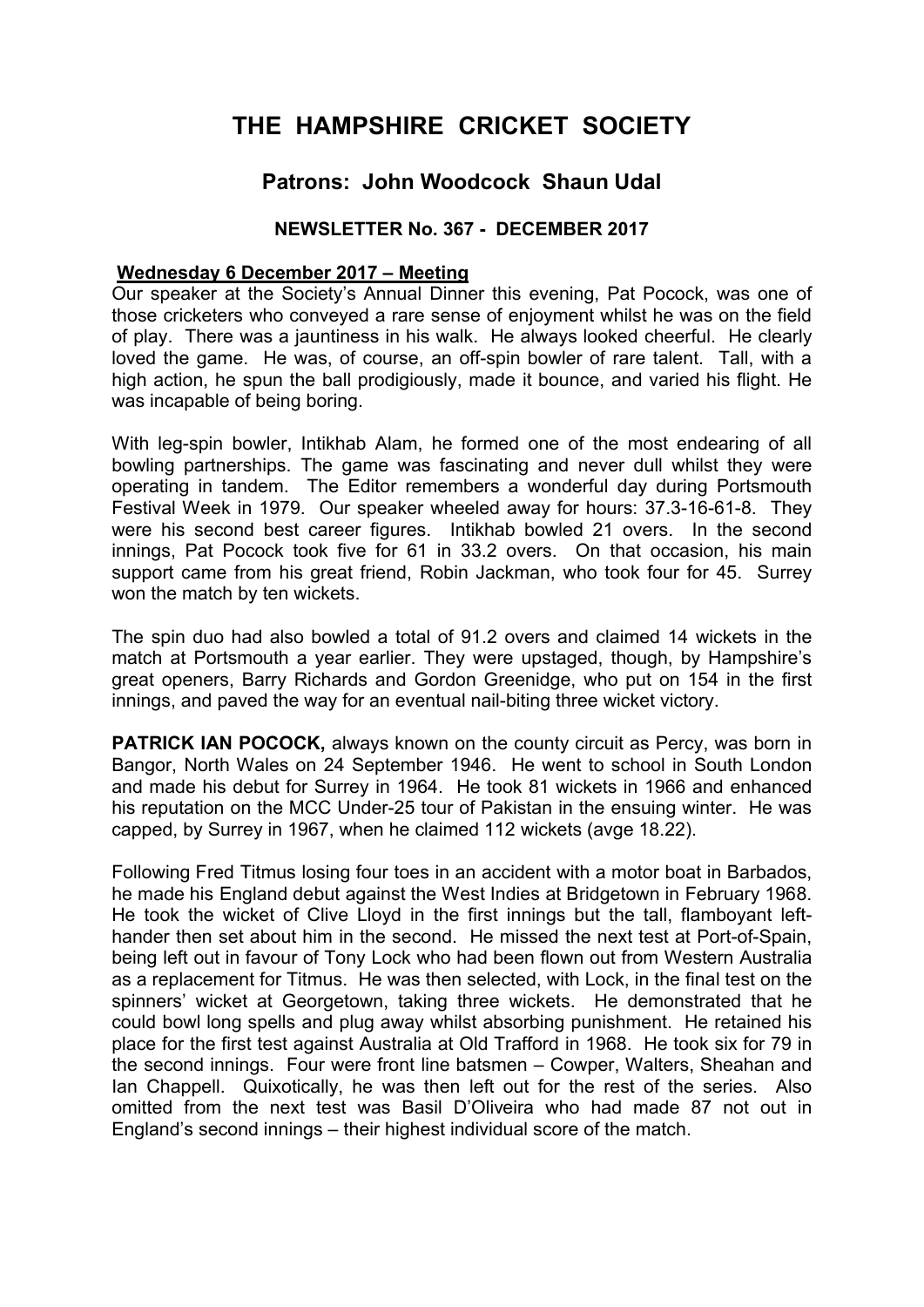# THE HAMPSHIRE CRICKET SOCIETY

## Patrons: John Woodcock Shaun Udal

### NEWSLETTER No. 367 - DECEMBER 2017

**Wednesday 6 December 2017 – Meeting**

Our speaker at the Society's Annual Dinner this evening, Pat Pocock, was one of those cricketers who conveyed a rare sense of enjoyment whilst he was on the field of play. There was a jauntiness in his walk. He always looked cheerful. He clearly loved the game. He was, of course, an off-spin bowler of rare talent. Tall, with a high action, he spun the ball prodigiously, made it bounce, and varied his flight. He was incapable of being boring.

With leg-spin bowler, Intikhab Alam, he formed one of the most endearing of all bowling partnerships. The game was fascinating and never dull whilst they were operating in tandem. The Editor remembers a wonderful day during Portsmouth Festival Week in 1979. Our speaker wheeled away for hours: 37.3-16-61-8. They were his second best career figures. Intikhab bowled 21 overs. In the second innings, Pat Pocock took five for 61 in 33.2 overs. On that occasion, his main support came from his great friend, Robin Jackman, who took four for 45. Surrey won the match by ten wickets.

The spin duo had also bowled a total of 91.2 overs and claimed 14 wickets in the match at Portsmouth a year earlier. They were upstaged, though, by Hampshire's great openers, Barry Richards and Gordon Greenidge, who put on 154 in the first innings, and paved the way for an eventual nail-biting three wicket victory.

**PATRICK IAN POCOCK,** always known on the county circuit as Percy, was born in Bangor, North Wales on 24 September 1946. He went to school in South London and made his debut for Surrey in 1964. He took 81 wickets in 1966 and enhanced his reputation on the MCC Under-25 tour of Pakistan in the ensuing winter. He was capped, by Surrey in 1967, when he claimed 112 wickets (avge 18.22).

Following Fred Titmus losing four toes in an accident with a motor boat in Barbados, he made his England debut against the West Indies at Bridgetown in February 1968. He took the wicket of Clive Lloyd in the first innings but the tall, flamboyant left-hander then set about him in the second. He missed the next test at Port-of-Spain, being left out in favour of Tony Lock who had been flown out from Western Australia as a replacement for Titmus. He was then selected, with Lock, in the final test on the spinners' wicket at Georgetown, taking three wickets. He demonstrated that he could bowl long spells and plug away whilst absorbing punishment. He retained his place for the first test against Australia at Old Trafford in 1968. He took six for 79 in the second innings. Four were front line batsmen – Cowper, Walters, Sheahan and Ian Chappell. Quixotically, he was then left out for the rest of the series. Also omitted from the next test was Basil D'Oliveira who had made 87 not out in England's second innings – their highest individual score of the match.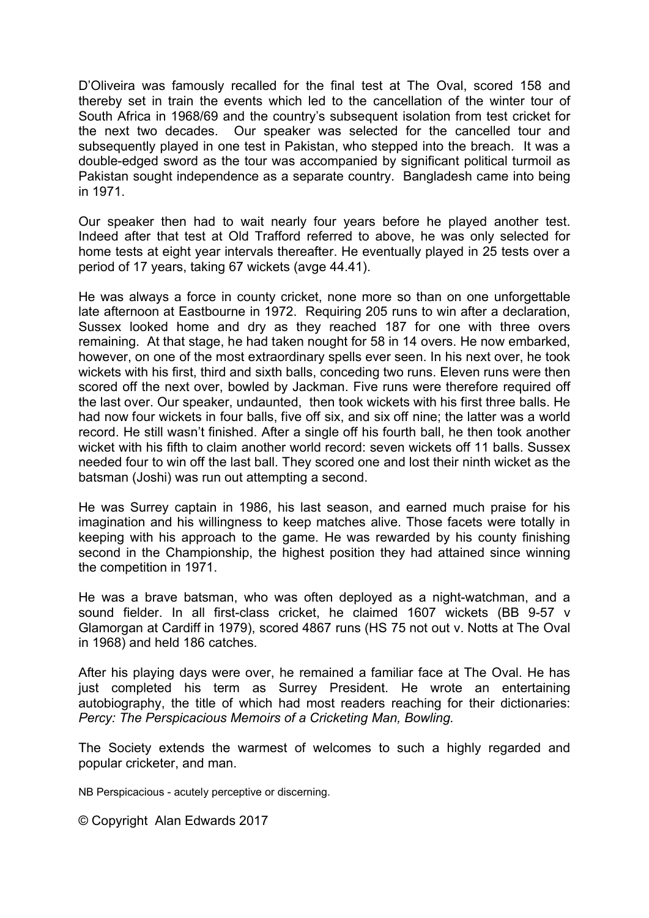D'Oliveira was famously recalled for the final test at The Oval, scored 158 and thereby set in train the events which led to the cancellation of the winter tour of South Africa in 1968/69 and the country's subsequent isolation from test cricket for the next two decades. Our speaker was selected for the cancelled tour and subsequently played in one test in Pakistan, who stepped into the breach. It was a double-edged sword as the tour was accompanied by significant political turmoil as Pakistan sought independence as a separate country. Bangladesh came into being in 1971.

Our speaker then had to wait nearly four years before he played another test. Indeed after that test at Old Trafford referred to above, he was only selected for home tests at eight year intervals thereafter. He eventually played in 25 tests over a period of 17 years, taking 67 wickets (avge 44.41).

He was always a force in county cricket, none more so than on one unforgettable late afternoon at Eastbourne in 1972. Requiring 205 runs to win after a declaration, Sussex looked home and dry as they reached 187 for one with three overs remaining. At that stage, he had taken nought for 58 in 14 overs. He now embarked, however, on one of the most extraordinary spells ever seen. In his next over, he took wickets with his first, third and sixth balls, conceding two runs. Eleven runs were then scored off the next over, bowled by Jackman. Five runs were therefore required off the last over. Our speaker, undaunted, then took wickets with his first three balls. He had now four wickets in four balls, five off six, and six off nine; the latter was a world record. He still wasn't finished. After a single off his fourth ball, he then took another wicket with his fifth to claim another world record: seven wickets off 11 balls. Sussex needed four to win off the last ball. They scored one and lost their ninth wicket as the batsman (Joshi) was run out attempting a second.

He was Surrey captain in 1986, his last season, and earned much praise for his imagination and his willingness to keep matches alive. Those facets were totally in keeping with his approach to the game. He was rewarded by his county finishing second in the Championship, the highest position they had attained since winning the competition in 1971.

He was a brave batsman, who was often deployed as a night-watchman, and a sound fielder. In all first-class cricket, he claimed 1607 wickets (BB 9-57 v Glamorgan at Cardiff in 1979), scored 4867 runs (HS 75 not out v. Notts at The Oval in 1968) and held 186 catches.

After his playing days were over, he remained a familiar face at The Oval. He has just completed his term as Surrey President. He wrote an entertaining autobiography, the title of which had most readers reaching for their dictionaries: *Percy: The Perspicacious Memoirs of a Cricketing Man, Bowling.*

The Society extends the warmest of welcomes to such a highly regarded and popular cricketer, and man.

NB Perspicacious - acutely perceptive or discerning.

© Copyright Alan Edwards 2017